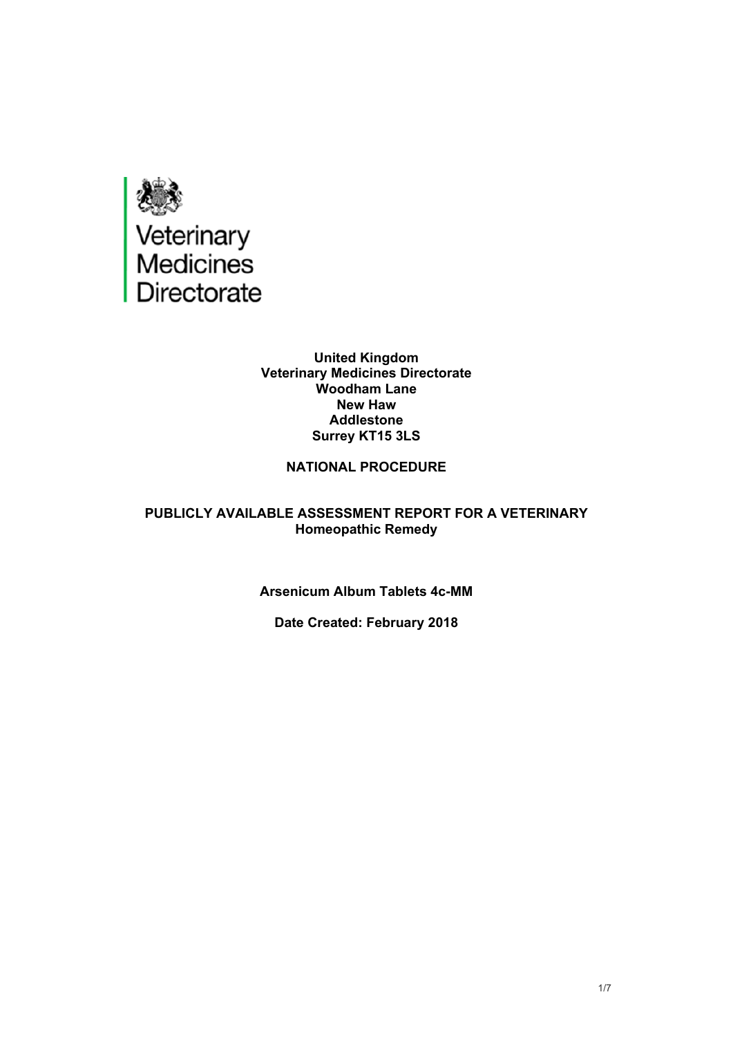Veterinary Medicines Directorate

**United Kingdom**
**Veterinary Medicines Directorate**
**Woodham Lane**
**New Haw**
**Addlestone**
**Surrey KT15 3LS**

**NATIONAL PROCEDURE**

**PUBLICLY AVAILABLE ASSESSMENT REPORT FOR A VETERINARY Homeopathic Remedy**

**Arsenicum Album Tablets 4c-MM**

**Date Created: February 2018**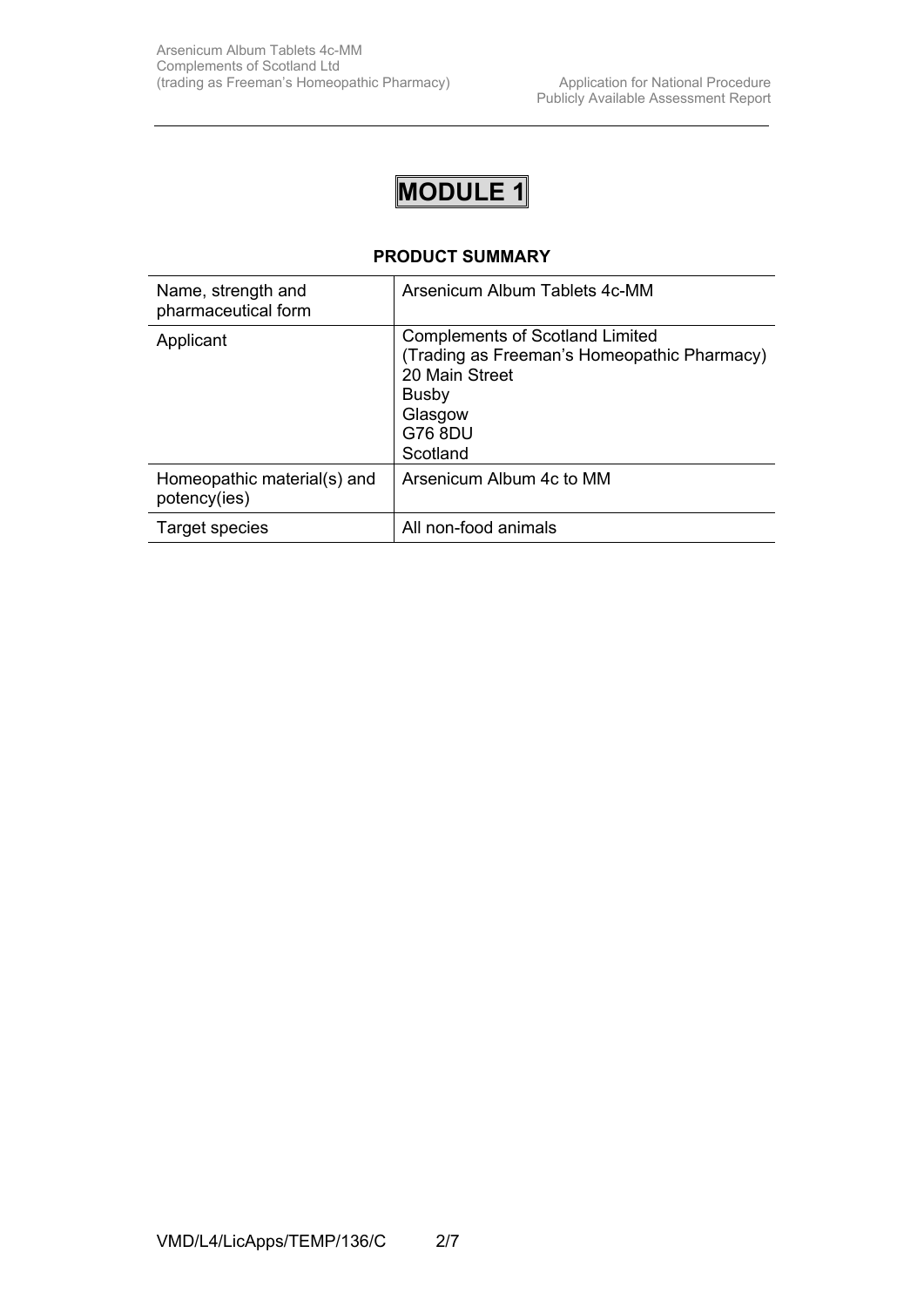# MODULE 1

## PRODUCT SUMMARY

| Name, strength and pharmaceutical form | Arsenicum Album Tablets 4c-MM |
|---|---|
| Applicant | Complements of Scotland Limited<br>(Trading as Freeman's Homeopathic Pharmacy)<br>20 Main Street<br>Busby<br>Glasgow<br>G76 8DU<br>Scotland |
| Homeopathic material(s) and potency(ies) | Arsenicum Album 4c to MM |
| Target species | All non-food animals |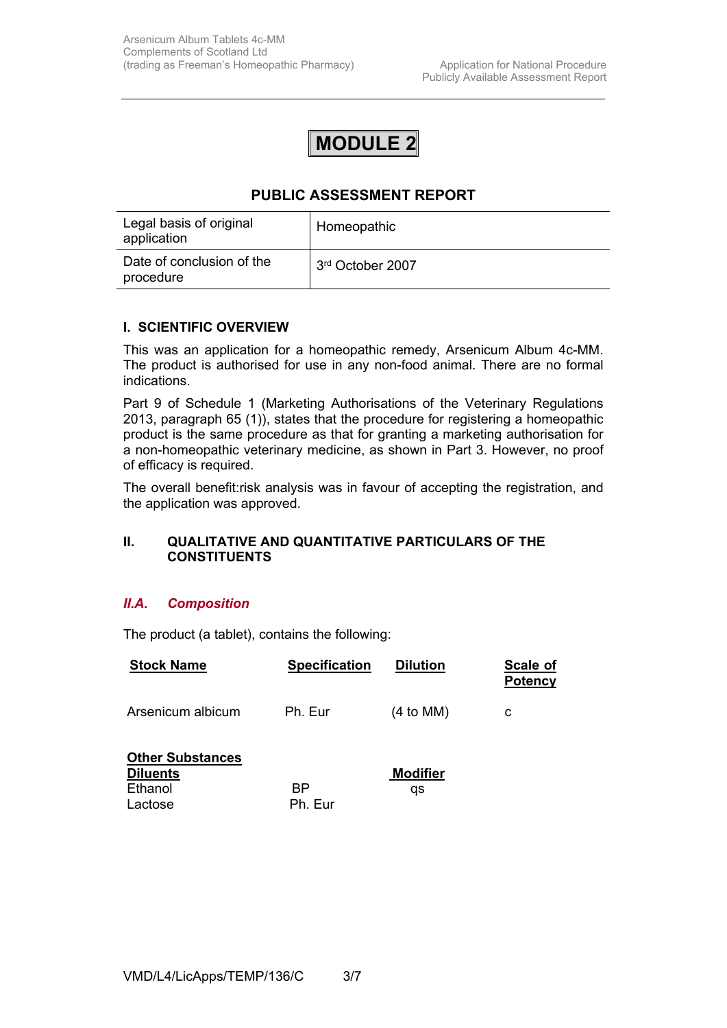# MODULE 2

## PUBLIC ASSESSMENT REPORT

| Legal basis of original application | Homeopathic |
|---|---|
| Date of conclusion of the procedure | 3rd October 2007 |

### I. SCIENTIFIC OVERVIEW

This was an application for a homeopathic remedy, Arsenicum Album 4c-MM. The product is authorised for use in any non-food animal. There are no formal indications.

Part 9 of Schedule 1 (Marketing Authorisations of the Veterinary Regulations 2013, paragraph 65 (1)), states that the procedure for registering a homeopathic product is the same procedure as that for granting a marketing authorisation for a non-homeopathic veterinary medicine, as shown in Part 3. However, no proof of efficacy is required.

The overall benefit:risk analysis was in favour of accepting the registration, and the application was approved.

### II. QUALITATIVE AND QUANTITATIVE PARTICULARS OF THE CONSTITUENTS

#### *II.A. Composition*

The product (a tablet), contains the following:

| Stock Name | Specification | Dilution | Scale of Potency |
|---|---|---|---|
| Arsenicum albicum | Ph. Eur | (4 to MM) | c |

| Other Substances Diluents | | Modifier |
|---|---|---|
| Ethanol | BP | qs |
| Lactose | Ph. Eur | |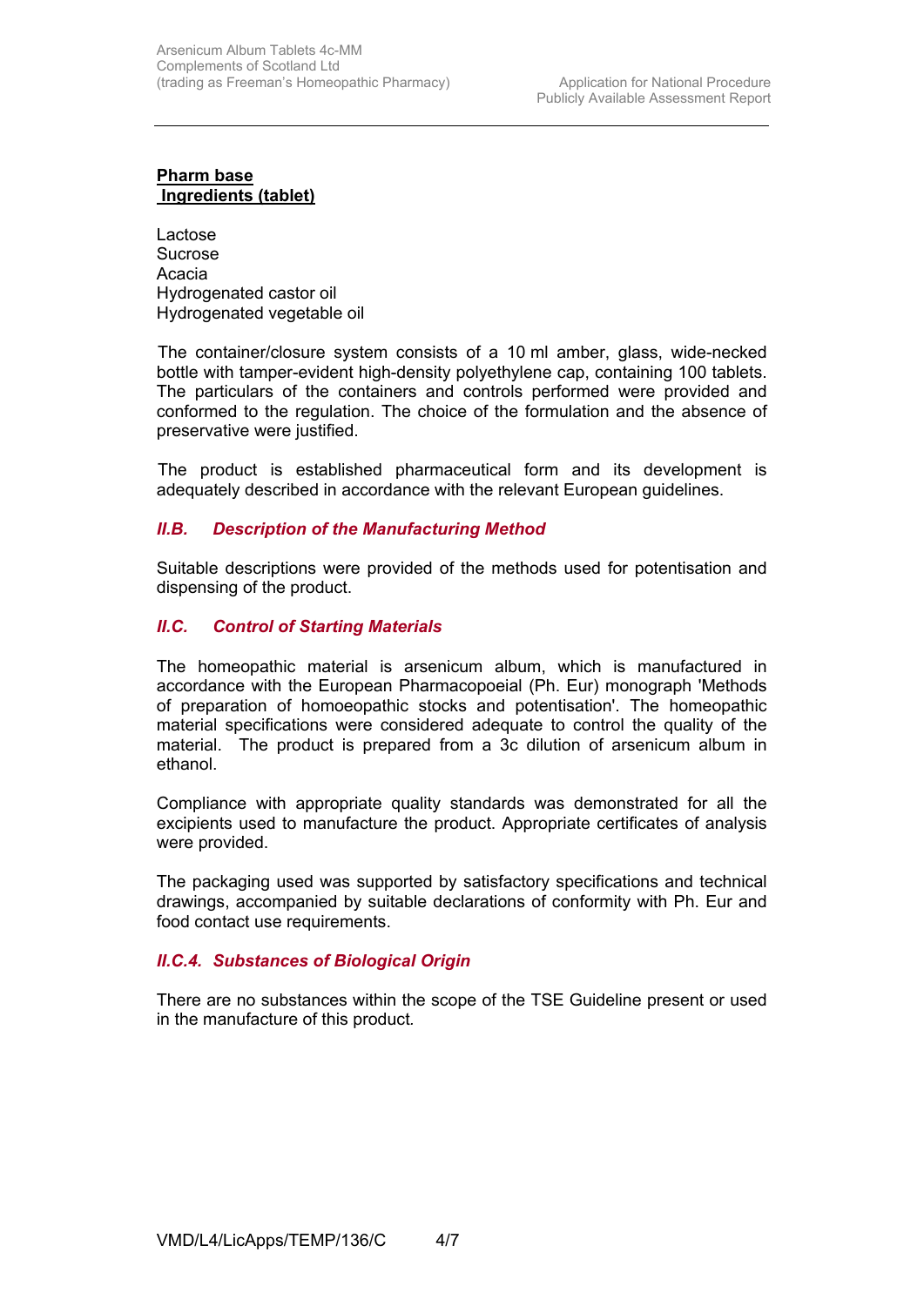**Pharm base**
**Ingredients (tablet)**

Lactose
Sucrose
Acacia
Hydrogenated castor oil
Hydrogenated vegetable oil

The container/closure system consists of a 10 ml amber, glass, wide-necked bottle with tamper-evident high-density polyethylene cap, containing 100 tablets. The particulars of the containers and controls performed were provided and conformed to the regulation. The choice of the formulation and the absence of preservative were justified.

The product is established pharmaceutical form and its development is adequately described in accordance with the relevant European guidelines.

### *II.B. Description of the Manufacturing Method*

Suitable descriptions were provided of the methods used for potentisation and dispensing of the product.

### *II.C. Control of Starting Materials*

The homeopathic material is arsenicum album, which is manufactured in accordance with the European Pharmacopoeial (Ph. Eur) monograph 'Methods of preparation of homoeopathic stocks and potentisation'. The homeopathic material specifications were considered adequate to control the quality of the material. The product is prepared from a 3c dilution of arsenicum album in ethanol.

Compliance with appropriate quality standards was demonstrated for all the excipients used to manufacture the product. Appropriate certificates of analysis were provided.

The packaging used was supported by satisfactory specifications and technical drawings, accompanied by suitable declarations of conformity with Ph. Eur and food contact use requirements.

### *II.C.4. Substances of Biological Origin*

There are no substances within the scope of the TSE Guideline present or used in the manufacture of this product.

VMD/L4/LicApps/TEMP/136/C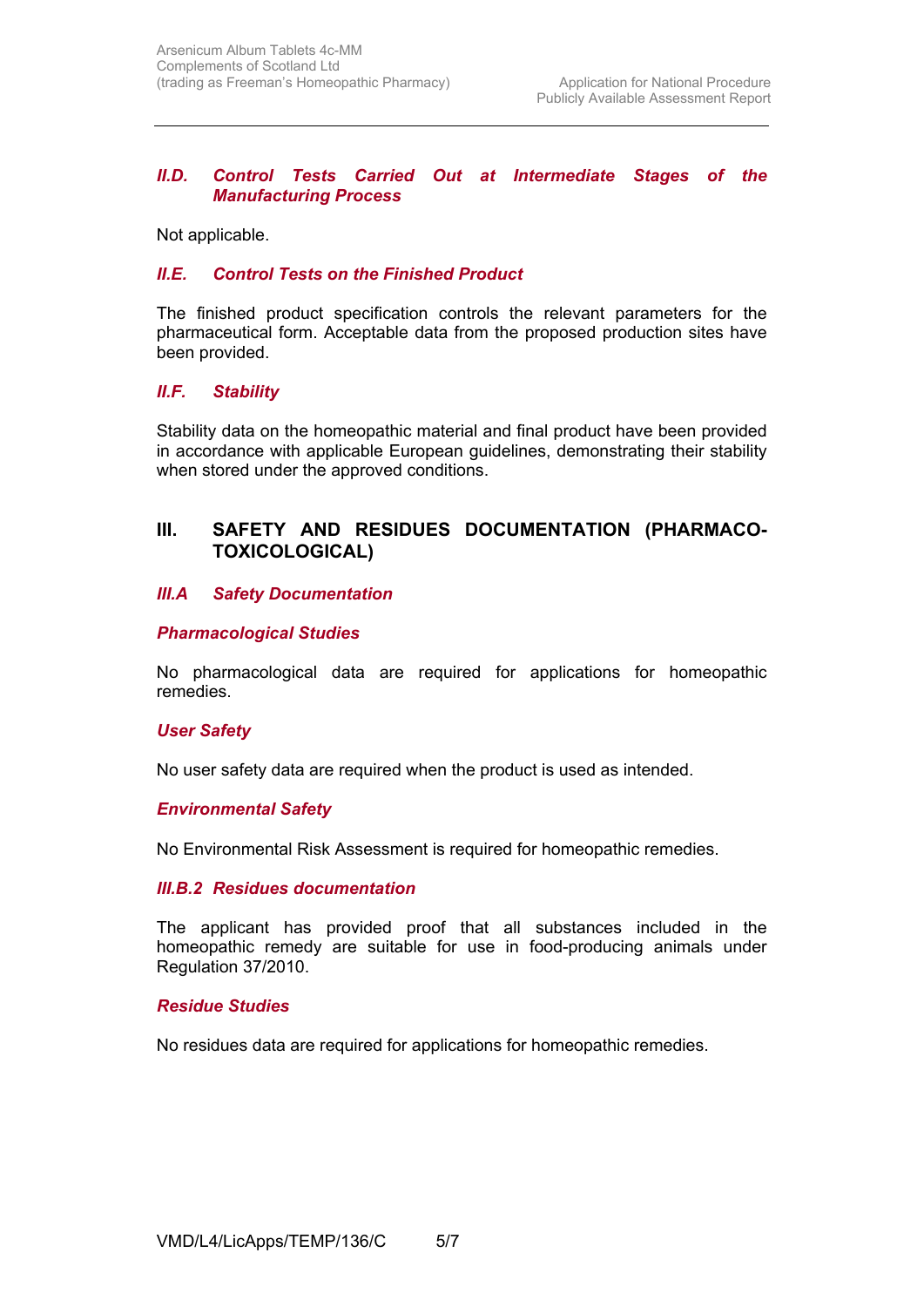### *II.D. Control Tests Carried Out at Intermediate Stages of the Manufacturing Process*

Not applicable.

### *II.E. Control Tests on the Finished Product*

The finished product specification controls the relevant parameters for the pharmaceutical form. Acceptable data from the proposed production sites have been provided.

### *II.F. Stability*

Stability data on the homeopathic material and final product have been provided in accordance with applicable European guidelines, demonstrating their stability when stored under the approved conditions.

## III. SAFETY AND RESIDUES DOCUMENTATION (PHARMACO-TOXICOLOGICAL)

### *III.A Safety Documentation*

#### *Pharmacological Studies*

No pharmacological data are required for applications for homeopathic remedies.

#### *User Safety*

No user safety data are required when the product is used as intended.

#### *Environmental Safety*

No Environmental Risk Assessment is required for homeopathic remedies.

### *III.B.2 Residues documentation*

The applicant has provided proof that all substances included in the homeopathic remedy are suitable for use in food-producing animals under Regulation 37/2010.

#### *Residue Studies*

No residues data are required for applications for homeopathic remedies.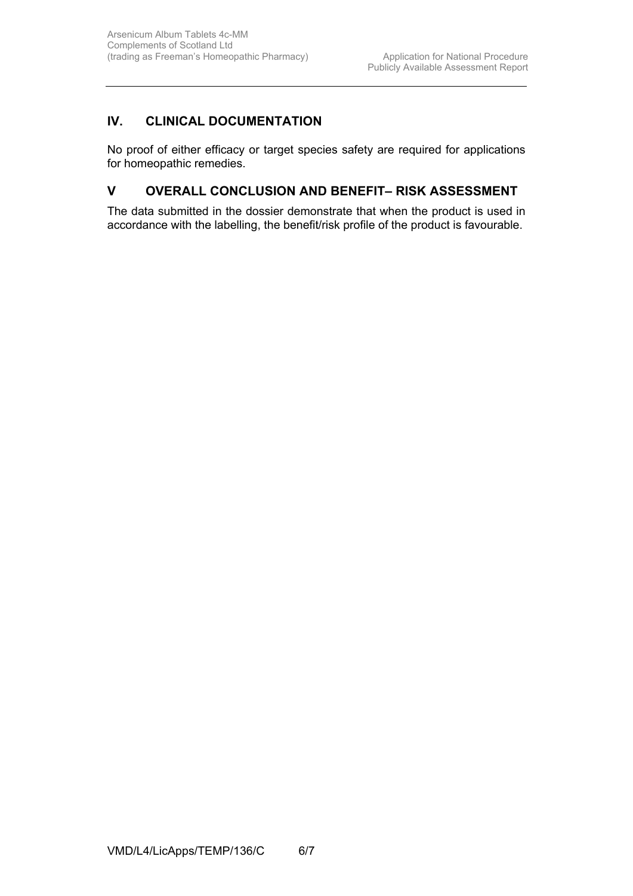## IV. CLINICAL DOCUMENTATION

No proof of either efficacy or target species safety are required for applications for homeopathic remedies.

## V OVERALL CONCLUSION AND BENEFIT– RISK ASSESSMENT

The data submitted in the dossier demonstrate that when the product is used in accordance with the labelling, the benefit/risk profile of the product is favourable.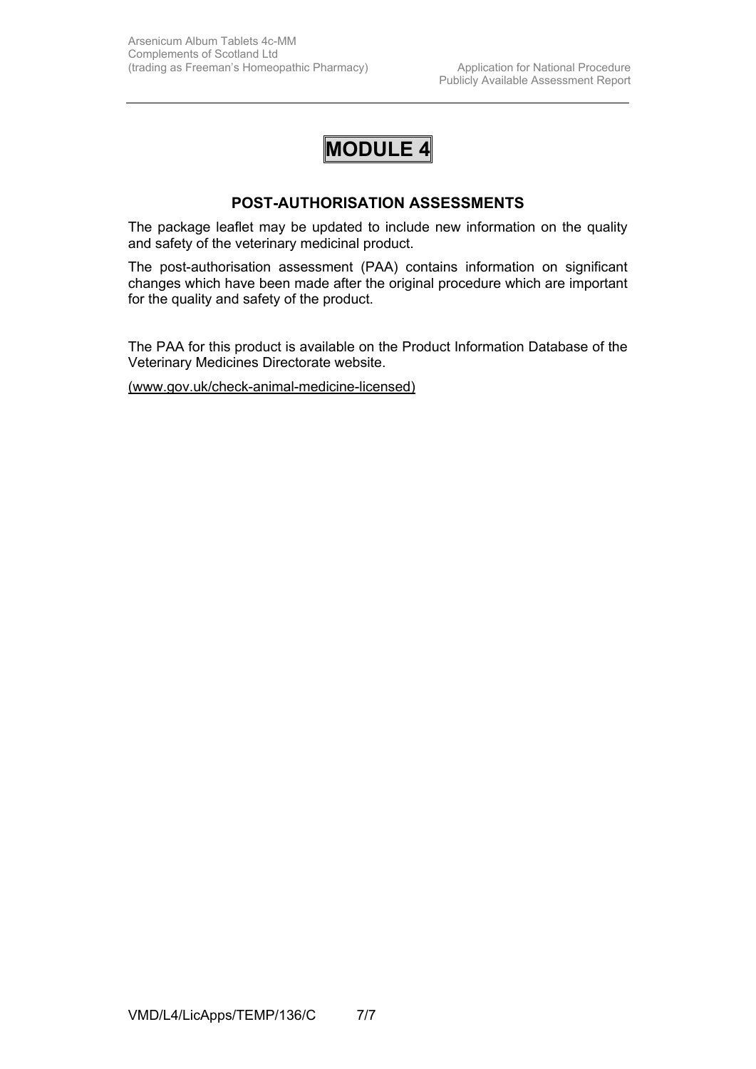# MODULE 4

## POST-AUTHORISATION ASSESSMENTS

The package leaflet may be updated to include new information on the quality and safety of the veterinary medicinal product.

The post-authorisation assessment (PAA) contains information on significant changes which have been made after the original procedure which are important for the quality and safety of the product.

The PAA for this product is available on the Product Information Database of the Veterinary Medicines Directorate website.

(www.gov.uk/check-animal-medicine-licensed)